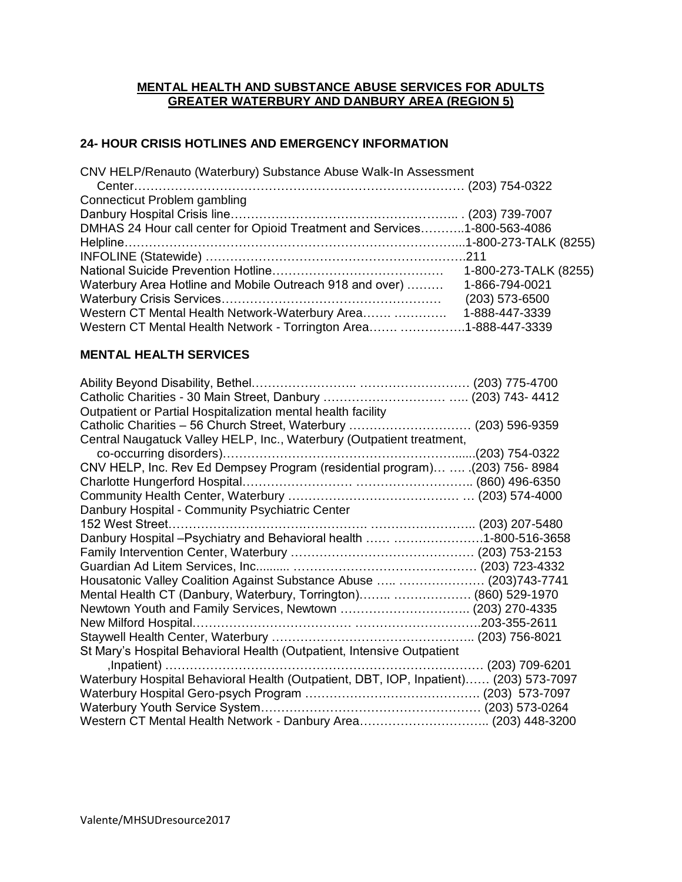## MENTAL HEALTH AND SUBSTANCE ABUSE SERVICES FOR ADULTS
## GREATER WATERBURY AND DANBURY AREA (REGION 5)

### 24- HOUR CRISIS HOTLINES AND EMERGENCY INFORMATION

CNV HELP/Renauto (Waterbury) Substance Abuse Walk-In Assessment Center………………………………………………………………………… (203) 754-0322
Connecticut Problem gambling
Danbury Hospital Crisis line……………………………………………….. . (203) 739-7007
DMHAS 24 Hour call center for Opioid Treatment and Services………..1-800-563-4086
Helpline…………………………………………………………………….....1-800-273-TALK (8255)
INFOLINE (Statewide) ……………………………………………………….211
National Suicide Prevention Hotline…………………………………… 1-800-273-TALK (8255)
Waterbury Area Hotline and Mobile Outreach 918 and over) ……… 1-866-794-0021
Waterbury Crisis Services……………………………………………… (203) 573-6500
Western CT Mental Health Network-Waterbury Area……. …………. 1-888-447-3339
Western CT Mental Health Network - Torrington Area……. …………….1-888-447-3339

### MENTAL HEALTH SERVICES

Ability Beyond Disability, Bethel…………………….. ……………………… (203) 775-4700
Catholic Charities - 30 Main Street, Danbury ………………………… ….. (203) 743- 4412
Outpatient or Partial Hospitalization mental health facility
Catholic Charities – 56 Church Street, Waterbury ………………………… (203) 596-9359
Central Naugatuck Valley HELP, Inc., Waterbury (Outpatient treatment, co-occurring disorders)…………………………………………………......(203) 754-0322
CNV HELP, Inc. Rev Ed Dempsey Program (residential program)… …. .(203) 756- 8984
Charlotte Hungerford Hospital……………………… ……………………….. (860) 496-6350
Community Health Center, Waterbury …………………………………… … (203) 574-4000
Danbury Hospital - Community Psychiatric Center
152 West Street………………………………………. …………………….. (203) 207-5480
Danbury Hospital –Psychiatry and Behavioral health …… ………………….1-800-516-3658
Family Intervention Center, Waterbury ……………………………………… (203) 753-2153
Guardian Ad Litem Services, Inc.......... ……………………………………… (203) 723-4332
Housatonic Valley Coalition Against Substance Abuse ….. ………………… (203)743-7741
Mental Health CT (Danbury, Waterbury, Torrington)…….. ………………. (860) 529-1970
Newtown Youth and Family Services, Newtown ………………………….. (203) 270-4335
New Milford Hospital………………………………… ………………………..203-355-2611
Staywell Health Center, Waterbury ………………………………………….. (203) 756-8021
St Mary's Hospital Behavioral Health (Outpatient, Intensive Outpatient ,Inpatient) ………………………………………………………………… (203) 709-6201
Waterbury Hospital Behavioral Health (Outpatient, DBT, IOP, Inpatient)…… (203) 573-7097
Waterbury Hospital Gero-psych Program ……………………………………. (203) 573-7097
Waterbury Youth Service System……………………………………………… (203) 573-0264
Western CT Mental Health Network - Danbury Area………………………….. (203) 448-3200

Valente/MHSUDresource2017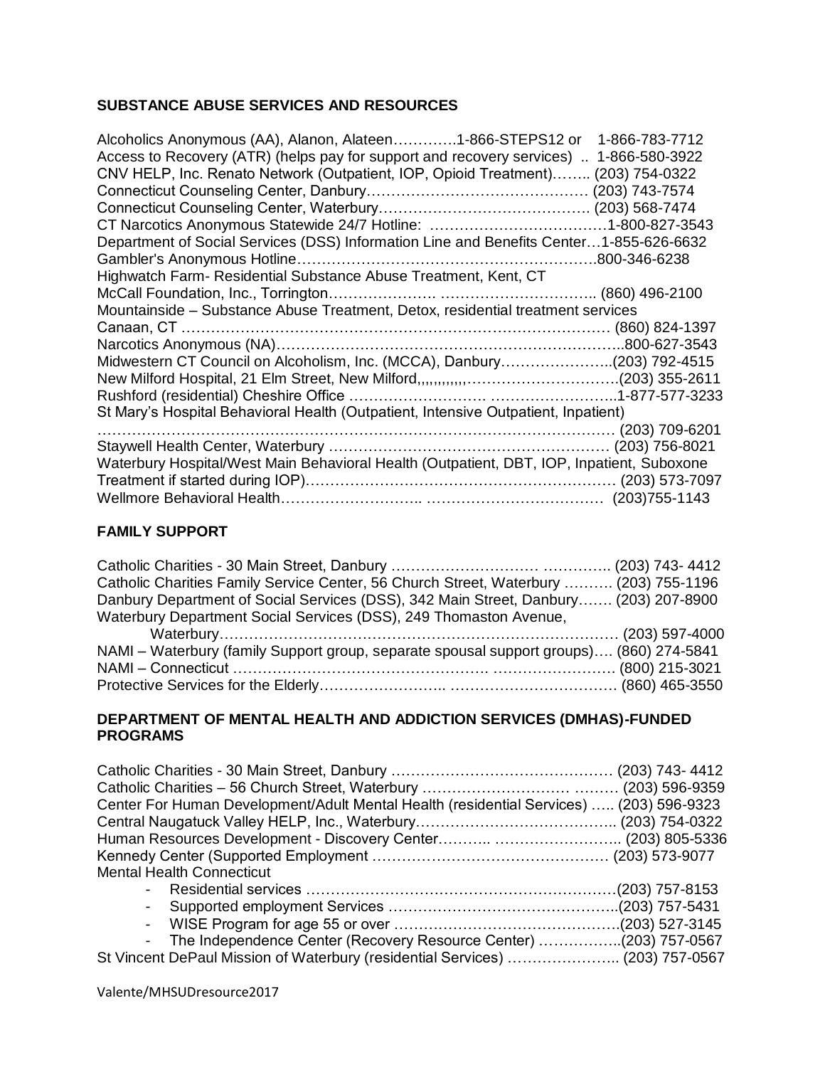## SUBSTANCE ABUSE SERVICES AND RESOURCES

Alcoholics Anonymous (AA), Alanon, Alateen………….1-866-STEPS12 or 1-866-783-7712
Access to Recovery (ATR) (helps pay for support and recovery services) .. 1-866-580-3922
CNV HELP, Inc. Renato Network (Outpatient, IOP, Opioid Treatment)…….. (203) 754-0322
Connecticut Counseling Center, Danbury……………………………………… (203) 743-7574
Connecticut Counseling Center, Waterbury……………………………………. (203) 568-7474
CT Narcotics Anonymous Statewide 24/7 Hotline: ………………………………1-800-827-3543
Department of Social Services (DSS) Information Line and Benefits Center…1-855-626-6632
Gambler's Anonymous Hotline…………………………………………………….800-346-6238
Highwatch Farm- Residential Substance Abuse Treatment, Kent, CT
McCall Foundation, Inc., Torrington…………………. ………………………….. (860) 496-2100
Mountainside – Substance Abuse Treatment, Detox, residential treatment services
Canaan, CT ……………………………………………………………………… (860) 824-1397
Narcotics Anonymous (NA)……………………………………………………………..800-627-3543
Midwestern CT Council on Alcoholism, Inc. (MCCA), Danbury…………………..(203) 792-4515
New Milford Hospital, 21 Elm Street, New Milford,,,,,,,,,,,…………………………..(203) 355-2611
Rushford (residential) Cheshire Office ……………………… ……………………..1-877-577-3233
St Mary's Hospital Behavioral Health (Outpatient, Intensive Outpatient, Inpatient)
……………………………………………………………………………………… (203) 709-6201
Staywell Health Center, Waterbury ………………………………………………… (203) 756-8021
Waterbury Hospital/West Main Behavioral Health (Outpatient, DBT, IOP, Inpatient, Suboxone Treatment if started during IOP)……………………………………………………… (203) 573-7097
Wellmore Behavioral Health……………………….. ……………………………… (203)755-1143

## FAMILY SUPPORT

Catholic Charities - 30 Main Street, Danbury ………………………… ………….. (203) 743- 4412
Catholic Charities Family Service Center, 56 Church Street, Waterbury ………. (203) 755-1196
Danbury Department of Social Services (DSS), 342 Main Street, Danbury……. (203) 207-8900
Waterbury Department Social Services (DSS), 249 Thomaston Avenue,
Waterbury……………………………………………………………………… (203) 597-4000
NAMI – Waterbury (family Support group, separate spousal support groups)…. (860) 274-5841
NAMI – Connecticut …………………………………………… ……………………. (800) 215-3021
Protective Services for the Elderly…………………….. ……………………………. (860) 465-3550

## DEPARTMENT OF MENTAL HEALTH AND ADDICTION SERVICES (DMHAS)-FUNDED PROGRAMS

Catholic Charities - 30 Main Street, Danbury ……………………………………… (203) 743- 4412
Catholic Charities – 56 Church Street, Waterbury ………………………… ……… (203) 596-9359
Center For Human Development/Adult Mental Health (residential Services) ….. (203) 596-9323
Central Naugatuck Valley HELP, Inc., Waterbury………………………………….. (203) 754-0322
Human Resources Development - Discovery Center……….. …………………….. (203) 805-5336
Kennedy Center (Supported Employment ………………………………………… (203) 573-9077
Mental Health Connecticut

- Residential services ………………………………………………………(203) 757-8153
- Supported employment Services ……………………………………..(203) 757-5431
- WISE Program for age 55 or over ……………………………………….(203) 527-3145
- The Independence Center (Recovery Resource Center) ……………..(203) 757-0567

St Vincent DePaul Mission of Waterbury (residential Services) ………………….. (203) 757-0567

Valente/MHSUDresource2017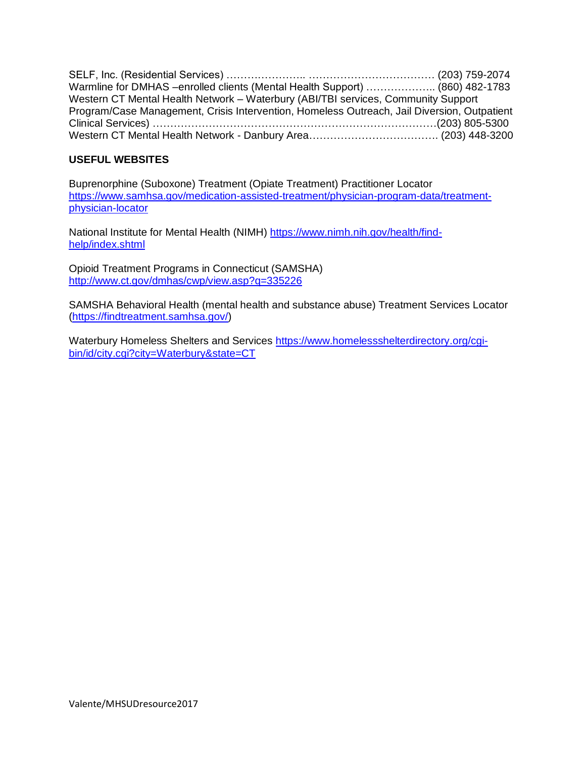SELF, Inc. (Residential Services) ………………….. ……………………………… (203) 759-2074
Warmline for DMHAS –enrolled clients (Mental Health Support) ……………….. (860) 482-1783
Western CT Mental Health Network – Waterbury (ABI/TBI services, Community Support Program/Case Management, Crisis Intervention, Homeless Outreach, Jail Diversion, Outpatient Clinical Services) ……………………………………………………………………(203) 805-5300
Western CT Mental Health Network - Danbury Area………………………………. (203) 448-3200

**USEFUL WEBSITES**

Buprenorphine (Suboxone) Treatment (Opiate Treatment) Practitioner Locator https://www.samhsa.gov/medication-assisted-treatment/physician-program-data/treatment-physician-locator

National Institute for Mental Health (NIMH) https://www.nimh.nih.gov/health/find-help/index.shtml

Opioid Treatment Programs in Connecticut (SAMSHA) http://www.ct.gov/dmhas/cwp/view.asp?q=335226

SAMSHA Behavioral Health (mental health and substance abuse) Treatment Services Locator (https://findtreatment.samhsa.gov/)

Waterbury Homeless Shelters and Services https://www.homelessshelterdirectory.org/cgi-bin/id/city.cgi?city=Waterbury&state=CT